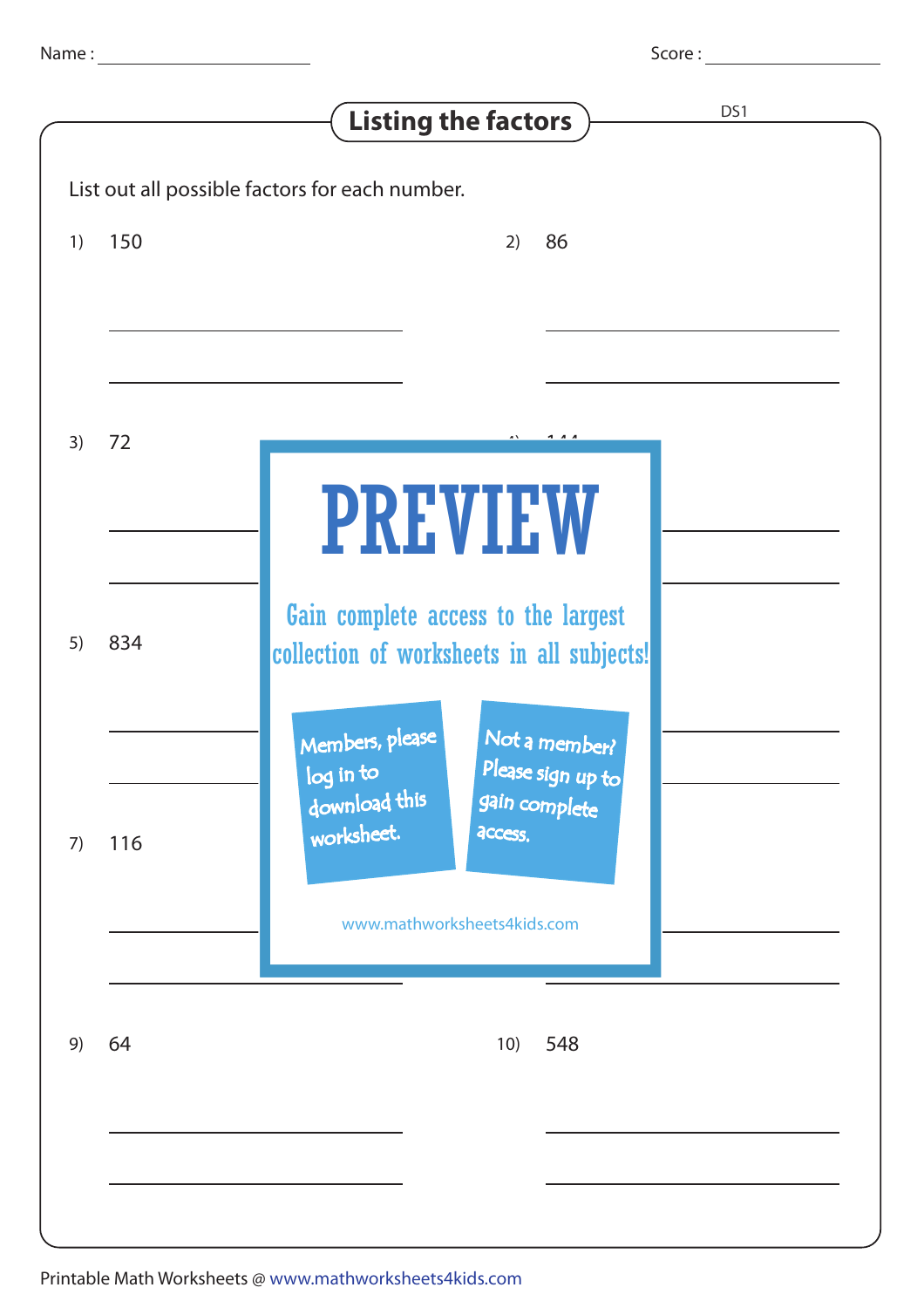Name : ______________________ Score : ______________________

# Listing the factors

DS1

List out all possible factors for each number.

1) 150

2) 86

3) 72

4) 144

5) 834

7) 116

9) 64

10) 548

PREVIEW

Gain complete access to the largest collection of worksheets in all subjects!

Members, please log in to download this worksheet.

Not a member? Please sign up to gain complete access.

www.mathworksheets4kids.com

Printable Math Worksheets @ www.mathworksheets4kids.com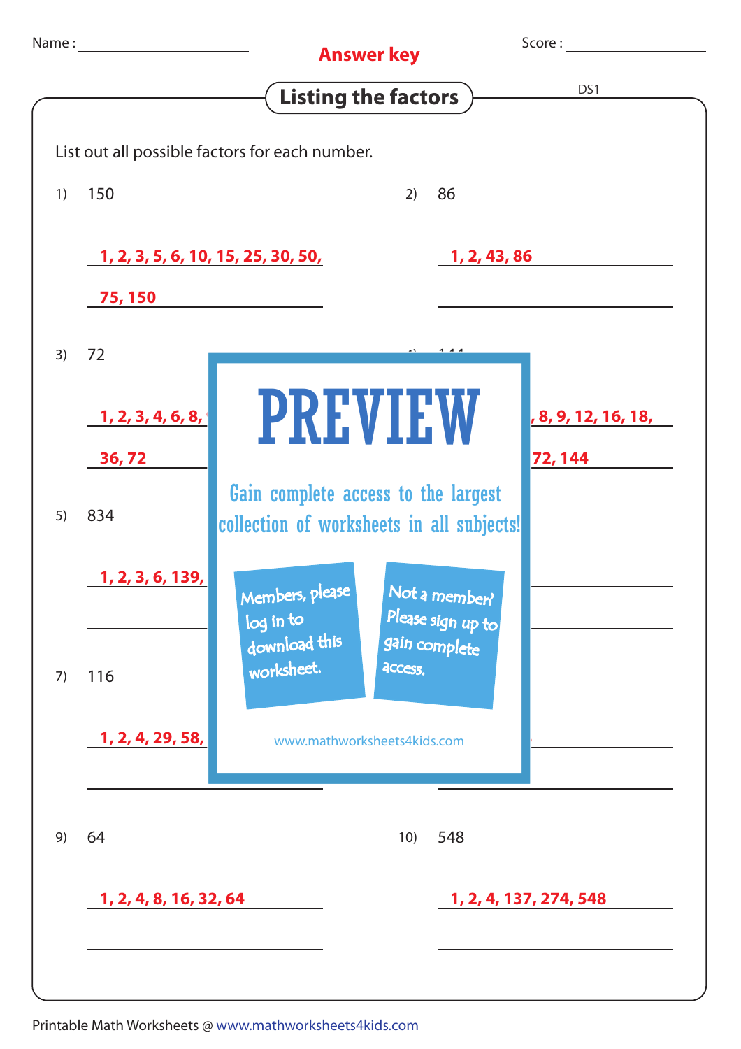Name : ____________ **Answer key** Score : ____________

# Listing the factors

DS1

List out all possible factors for each number.

1) 150

**1, 2, 3, 5, 6, 10, 15, 25, 30, 50, 75, 150**

2) 86

**1, 2, 43, 86**

3) 72

**1, 2, 3, 4, 6, 8,** ... **36, 72**

4) 144

... **, 8, 9, 12, 16, 18,** ... **72, 144**

5) 834

**1, 2, 3, 6, 139,** ...

7) 116

**1, 2, 4, 29, 58,** ...

PREVIEW

Gain complete access to the largest collection of worksheets in all subjects!

Members, please log in to download this worksheet.

Not a member? Please sign up to gain complete access.

www.mathworksheets4kids.com

9) 64

**1, 2, 4, 8, 16, 32, 64**

10) 548

**1, 2, 4, 137, 274, 548**

Printable Math Worksheets @ www.mathworksheets4kids.com